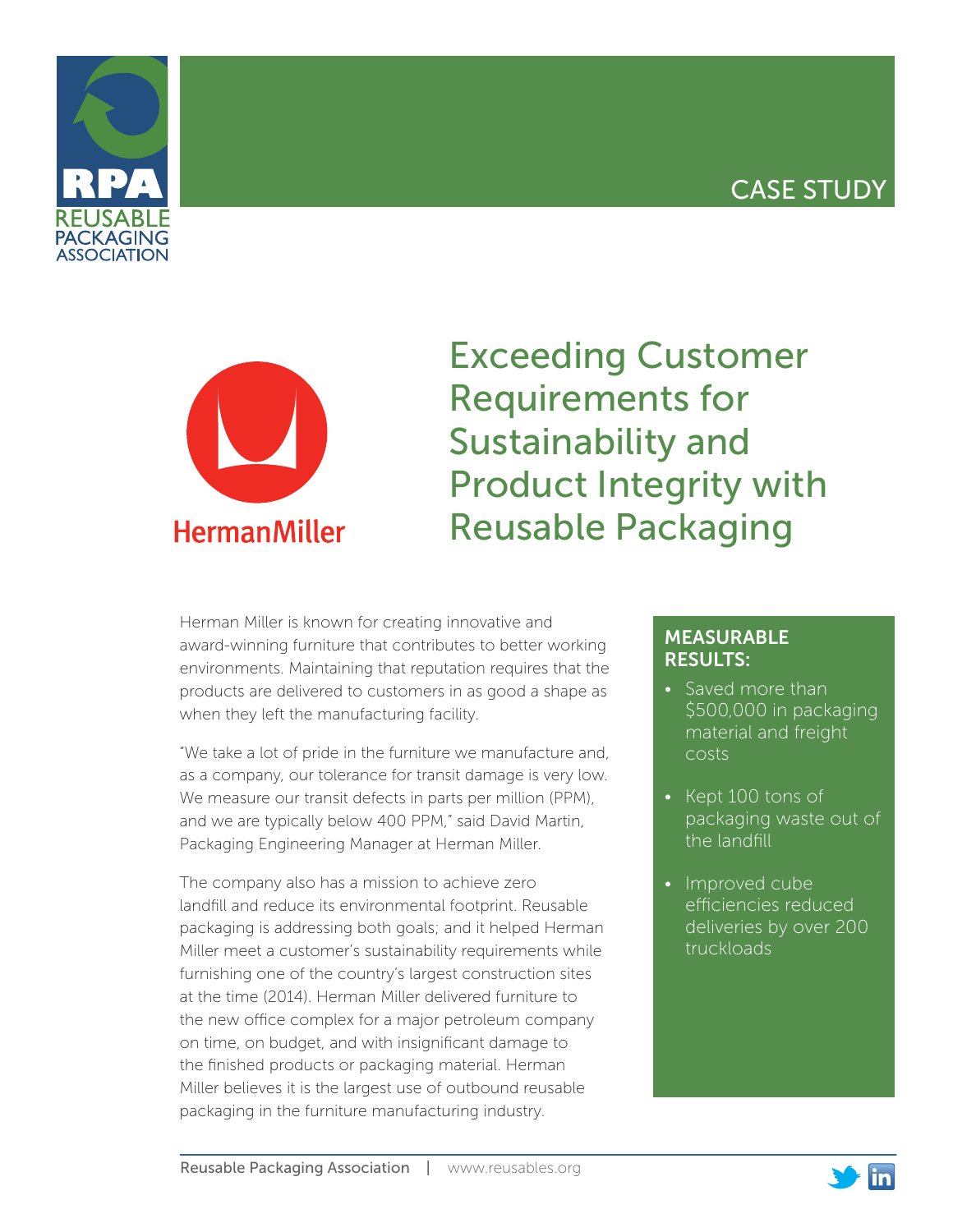CASE STUDY

# Exceeding Customer Requirements for Sustainability and Product Integrity with Reusable Packaging

Herman Miller is known for creating innovative and award-winning furniture that contributes to better working environments. Maintaining that reputation requires that the products are delivered to customers in as good a shape as when they left the manufacturing facility.

"We take a lot of pride in the furniture we manufacture and, as a company, our tolerance for transit damage is very low. We measure our transit defects in parts per million (PPM), and we are typically below 400 PPM," said David Martin, Packaging Engineering Manager at Herman Miller.

The company also has a mission to achieve zero landfill and reduce its environmental footprint. Reusable packaging is addressing both goals; and it helped Herman Miller meet a customer's sustainability requirements while furnishing one of the country's largest construction sites at the time (2014). Herman Miller delivered furniture to the new office complex for a major petroleum company on time, on budget, and with insignificant damage to the finished products or packaging material. Herman Miller believes it is the largest use of outbound reusable packaging in the furniture manufacturing industry.

## MEASURABLE RESULTS:

- Saved more than $500,000 in packaging material and freight costs
- Kept 100 tons of packaging waste out of the landfill
- Improved cube efficiencies reduced deliveries by over 200 truckloads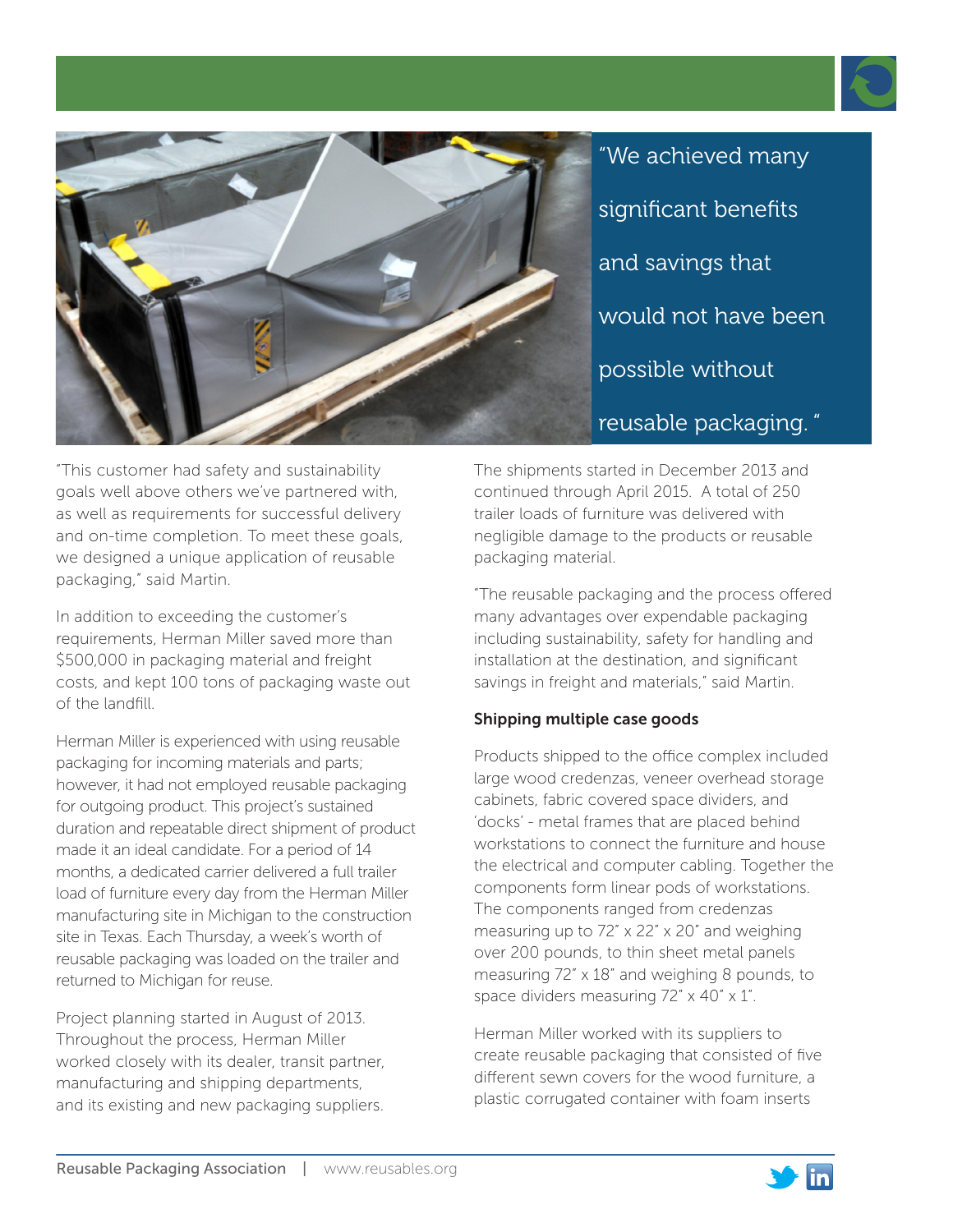> "We achieved many significant benefits and savings that would not have been possible without reusable packaging. "

"This customer had safety and sustainability goals well above others we've partnered with, as well as requirements for successful delivery and on-time completion. To meet these goals, we designed a unique application of reusable packaging," said Martin.

In addition to exceeding the customer's requirements, Herman Miller saved more than $500,000 in packaging material and freight costs, and kept 100 tons of packaging waste out of the landfill.

Herman Miller is experienced with using reusable packaging for incoming materials and parts; however, it had not employed reusable packaging for outgoing product. This project's sustained duration and repeatable direct shipment of product made it an ideal candidate. For a period of 14 months, a dedicated carrier delivered a full trailer load of furniture every day from the Herman Miller manufacturing site in Michigan to the construction site in Texas. Each Thursday, a week's worth of reusable packaging was loaded on the trailer and returned to Michigan for reuse.

Project planning started in August of 2013. Throughout the process, Herman Miller worked closely with its dealer, transit partner, manufacturing and shipping departments, and its existing and new packaging suppliers.

The shipments started in December 2013 and continued through April 2015. A total of 250 trailer loads of furniture was delivered with negligible damage to the products or reusable packaging material.

"The reusable packaging and the process offered many advantages over expendable packaging including sustainability, safety for handling and installation at the destination, and significant savings in freight and materials," said Martin.

**Shipping multiple case goods**

Products shipped to the office complex included large wood credenzas, veneer overhead storage cabinets, fabric covered space dividers, and 'docks' - metal frames that are placed behind workstations to connect the furniture and house the electrical and computer cabling. Together the components form linear pods of workstations. The components ranged from credenzas measuring up to 72" x 22" x 20" and weighing over 200 pounds, to thin sheet metal panels measuring 72" x 18" and weighing 8 pounds, to space dividers measuring 72" x 40" x 1".

Herman Miller worked with its suppliers to create reusable packaging that consisted of five different sewn covers for the wood furniture, a plastic corrugated container with foam inserts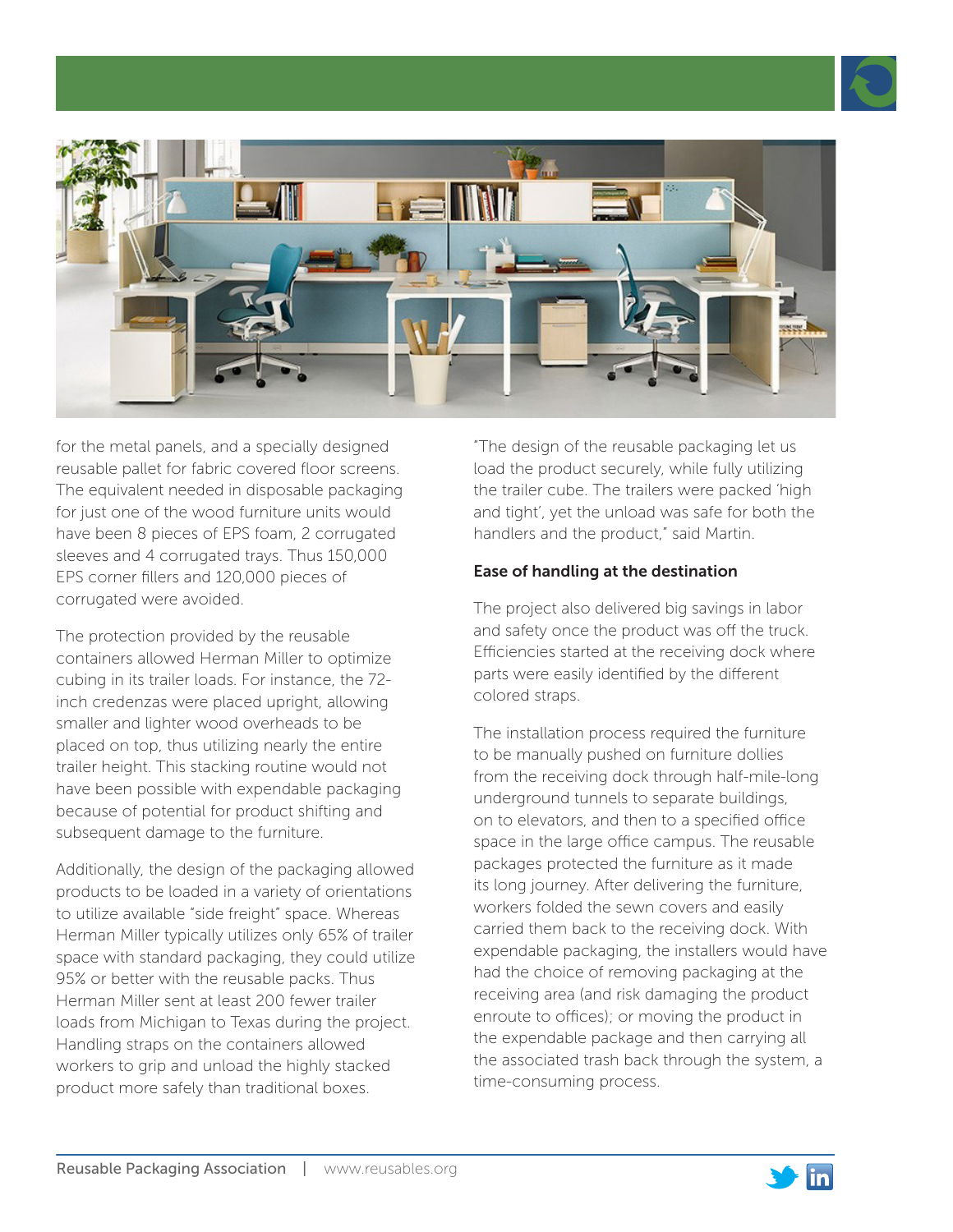for the metal panels, and a specially designed reusable pallet for fabric covered floor screens. The equivalent needed in disposable packaging for just one of the wood furniture units would have been 8 pieces of EPS foam, 2 corrugated sleeves and 4 corrugated trays. Thus 150,000 EPS corner fillers and 120,000 pieces of corrugated were avoided.

The protection provided by the reusable containers allowed Herman Miller to optimize cubing in its trailer loads. For instance, the 72-inch credenzas were placed upright, allowing smaller and lighter wood overheads to be placed on top, thus utilizing nearly the entire trailer height. This stacking routine would not have been possible with expendable packaging because of potential for product shifting and subsequent damage to the furniture.

Additionally, the design of the packaging allowed products to be loaded in a variety of orientations to utilize available "side freight" space. Whereas Herman Miller typically utilizes only 65% of trailer space with standard packaging, they could utilize 95% or better with the reusable packs. Thus Herman Miller sent at least 200 fewer trailer loads from Michigan to Texas during the project. Handling straps on the containers allowed workers to grip and unload the highly stacked product more safely than traditional boxes.

"The design of the reusable packaging let us load the product securely, while fully utilizing the trailer cube. The trailers were packed 'high and tight', yet the unload was safe for both the handlers and the product," said Martin.

### Ease of handling at the destination

The project also delivered big savings in labor and safety once the product was off the truck. Efficiencies started at the receiving dock where parts were easily identified by the different colored straps.

The installation process required the furniture to be manually pushed on furniture dollies from the receiving dock through half-mile-long underground tunnels to separate buildings, on to elevators, and then to a specified office space in the large office campus. The reusable packages protected the furniture as it made its long journey. After delivering the furniture, workers folded the sewn covers and easily carried them back to the receiving dock. With expendable packaging, the installers would have had the choice of removing packaging at the receiving area (and risk damaging the product enroute to offices); or moving the product in the expendable package and then carrying all the associated trash back through the system, a time-consuming process.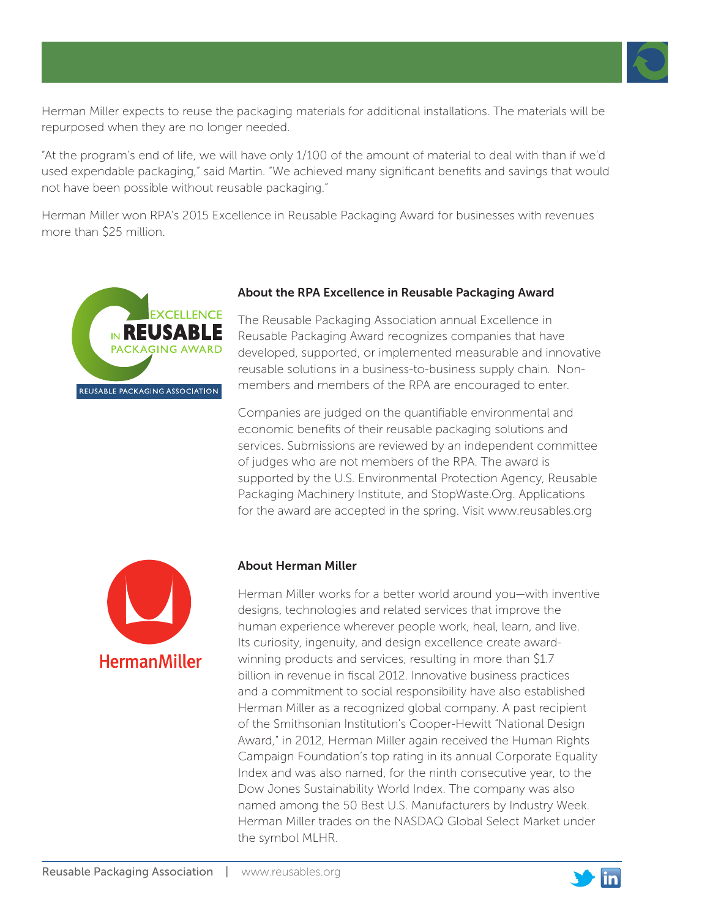Herman Miller expects to reuse the packaging materials for additional installations. The materials will be repurposed when they are no longer needed.

"At the program's end of life, we will have only 1/100 of the amount of material to deal with than if we'd used expendable packaging," said Martin. "We achieved many significant benefits and savings that would not have been possible without reusable packaging."

Herman Miller won RPA's 2015 Excellence in Reusable Packaging Award for businesses with revenues more than $25 million.

### About the RPA Excellence in Reusable Packaging Award

The Reusable Packaging Association annual Excellence in Reusable Packaging Award recognizes companies that have developed, supported, or implemented measurable and innovative reusable solutions in a business-to-business supply chain. Non-members and members of the RPA are encouraged to enter.

Companies are judged on the quantifiable environmental and economic benefits of their reusable packaging solutions and services. Submissions are reviewed by an independent committee of judges who are not members of the RPA. The award is supported by the U.S. Environmental Protection Agency, Reusable Packaging Machinery Institute, and StopWaste.Org. Applications for the award are accepted in the spring. Visit www.reusables.org

### About Herman Miller

Herman Miller works for a better world around you—with inventive designs, technologies and related services that improve the human experience wherever people work, heal, learn, and live. Its curiosity, ingenuity, and design excellence create award-winning products and services, resulting in more than $1.7 billion in revenue in fiscal 2012. Innovative business practices and a commitment to social responsibility have also established Herman Miller as a recognized global company. A past recipient of the Smithsonian Institution's Cooper-Hewitt "National Design Award," in 2012, Herman Miller again received the Human Rights Campaign Foundation's top rating in its annual Corporate Equality Index and was also named, for the ninth consecutive year, to the Dow Jones Sustainability World Index. The company was also named among the 50 Best U.S. Manufacturers by Industry Week. Herman Miller trades on the NASDAQ Global Select Market under the symbol MLHR.